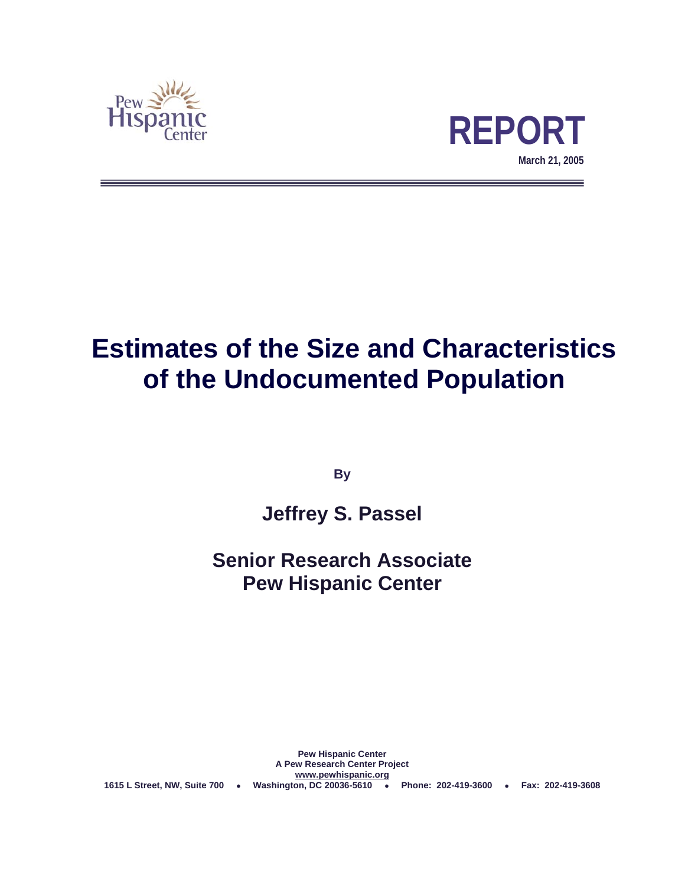Pew Hispanic Center

**REPORT**

**March 21, 2005**

# Estimates of the Size and Characteristics of the Undocumented Population

**By**

## Jeffrey S. Passel

## Senior Research Associate
## Pew Hispanic Center

**Pew Hispanic Center**
**A Pew Research Center Project**
**www.pewhispanic.org**
**1615 L Street, NW, Suite 700 • Washington, DC 20036-5610 • Phone: 202-419-3600 • Fax: 202-419-3608**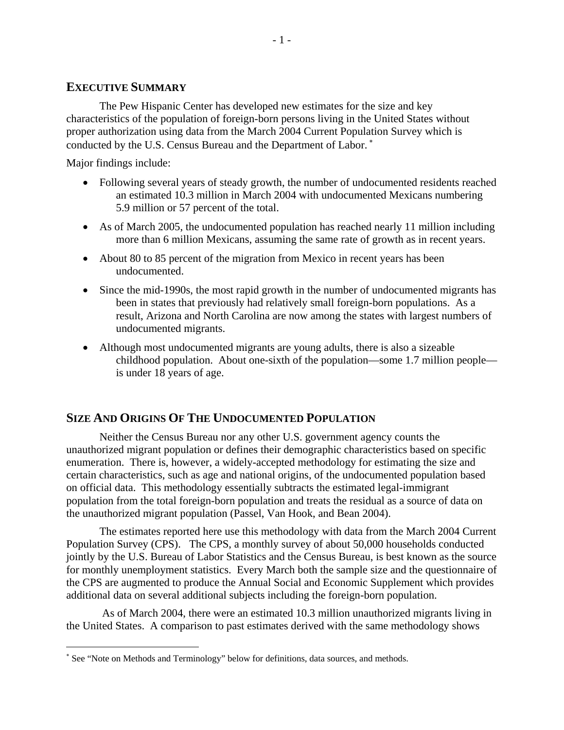## EXECUTIVE SUMMARY

The Pew Hispanic Center has developed new estimates for the size and key characteristics of the population of foreign-born persons living in the United States without proper authorization using data from the March 2004 Current Population Survey which is conducted by the U.S. Census Bureau and the Department of Labor. [*]

Major findings include:

- Following several years of steady growth, the number of undocumented residents reached an estimated 10.3 million in March 2004 with undocumented Mexicans numbering 5.9 million or 57 percent of the total.
- As of March 2005, the undocumented population has reached nearly 11 million including more than 6 million Mexicans, assuming the same rate of growth as in recent years.
- About 80 to 85 percent of the migration from Mexico in recent years has been undocumented.
- Since the mid-1990s, the most rapid growth in the number of undocumented migrants has been in states that previously had relatively small foreign-born populations. As a result, Arizona and North Carolina are now among the states with largest numbers of undocumented migrants.
- Although most undocumented migrants are young adults, there is also a sizeable childhood population. About one-sixth of the population—some 1.7 million people—is under 18 years of age.

## SIZE AND ORIGINS OF THE UNDOCUMENTED POPULATION

Neither the Census Bureau nor any other U.S. government agency counts the unauthorized migrant population or defines their demographic characteristics based on specific enumeration. There is, however, a widely-accepted methodology for estimating the size and certain characteristics, such as age and national origins, of the undocumented population based on official data. This methodology essentially subtracts the estimated legal-immigrant population from the total foreign-born population and treats the residual as a source of data on the unauthorized migrant population (Passel, Van Hook, and Bean 2004).

The estimates reported here use this methodology with data from the March 2004 Current Population Survey (CPS). The CPS, a monthly survey of about 50,000 households conducted jointly by the U.S. Bureau of Labor Statistics and the Census Bureau, is best known as the source for monthly unemployment statistics. Every March both the sample size and the questionnaire of the CPS are augmented to produce the Annual Social and Economic Supplement which provides additional data on several additional subjects including the foreign-born population.

As of March 2004, there were an estimated 10.3 million unauthorized migrants living in the United States. A comparison to past estimates derived with the same methodology shows

[*] See "Note on Methods and Terminology" below for definitions, data sources, and methods.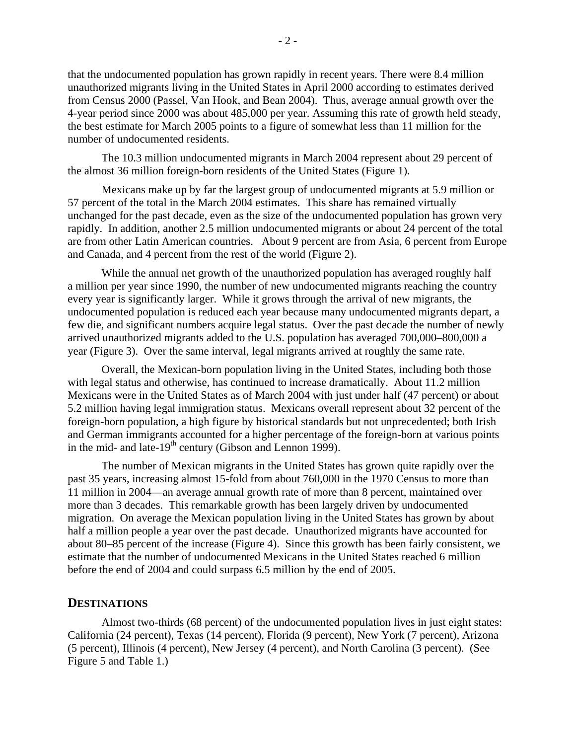that the undocumented population has grown rapidly in recent years. There were 8.4 million unauthorized migrants living in the United States in April 2000 according to estimates derived from Census 2000 (Passel, Van Hook, and Bean 2004). Thus, average annual growth over the 4-year period since 2000 was about 485,000 per year. Assuming this rate of growth held steady, the best estimate for March 2005 points to a figure of somewhat less than 11 million for the number of undocumented residents.

The 10.3 million undocumented migrants in March 2004 represent about 29 percent of the almost 36 million foreign-born residents of the United States (Figure 1).

Mexicans make up by far the largest group of undocumented migrants at 5.9 million or 57 percent of the total in the March 2004 estimates. This share has remained virtually unchanged for the past decade, even as the size of the undocumented population has grown very rapidly. In addition, another 2.5 million undocumented migrants or about 24 percent of the total are from other Latin American countries. About 9 percent are from Asia, 6 percent from Europe and Canada, and 4 percent from the rest of the world (Figure 2).

While the annual net growth of the unauthorized population has averaged roughly half a million per year since 1990, the number of new undocumented migrants reaching the country every year is significantly larger. While it grows through the arrival of new migrants, the undocumented population is reduced each year because many undocumented migrants depart, a few die, and significant numbers acquire legal status. Over the past decade the number of newly arrived unauthorized migrants added to the U.S. population has averaged 700,000–800,000 a year (Figure 3). Over the same interval, legal migrants arrived at roughly the same rate.

Overall, the Mexican-born population living in the United States, including both those with legal status and otherwise, has continued to increase dramatically. About 11.2 million Mexicans were in the United States as of March 2004 with just under half (47 percent) or about 5.2 million having legal immigration status. Mexicans overall represent about 32 percent of the foreign-born population, a high figure by historical standards but not unprecedented; both Irish and German immigrants accounted for a higher percentage of the foreign-born at various points in the mid- and late-19th century (Gibson and Lennon 1999).

The number of Mexican migrants in the United States has grown quite rapidly over the past 35 years, increasing almost 15-fold from about 760,000 in the 1970 Census to more than 11 million in 2004—an average annual growth rate of more than 8 percent, maintained over more than 3 decades. This remarkable growth has been largely driven by undocumented migration. On average the Mexican population living in the United States has grown by about half a million people a year over the past decade. Unauthorized migrants have accounted for about 80–85 percent of the increase (Figure 4). Since this growth has been fairly consistent, we estimate that the number of undocumented Mexicans in the United States reached 6 million before the end of 2004 and could surpass 6.5 million by the end of 2005.

## DESTINATIONS

Almost two-thirds (68 percent) of the undocumented population lives in just eight states: California (24 percent), Texas (14 percent), Florida (9 percent), New York (7 percent), Arizona (5 percent), Illinois (4 percent), New Jersey (4 percent), and North Carolina (3 percent). (See Figure 5 and Table 1.)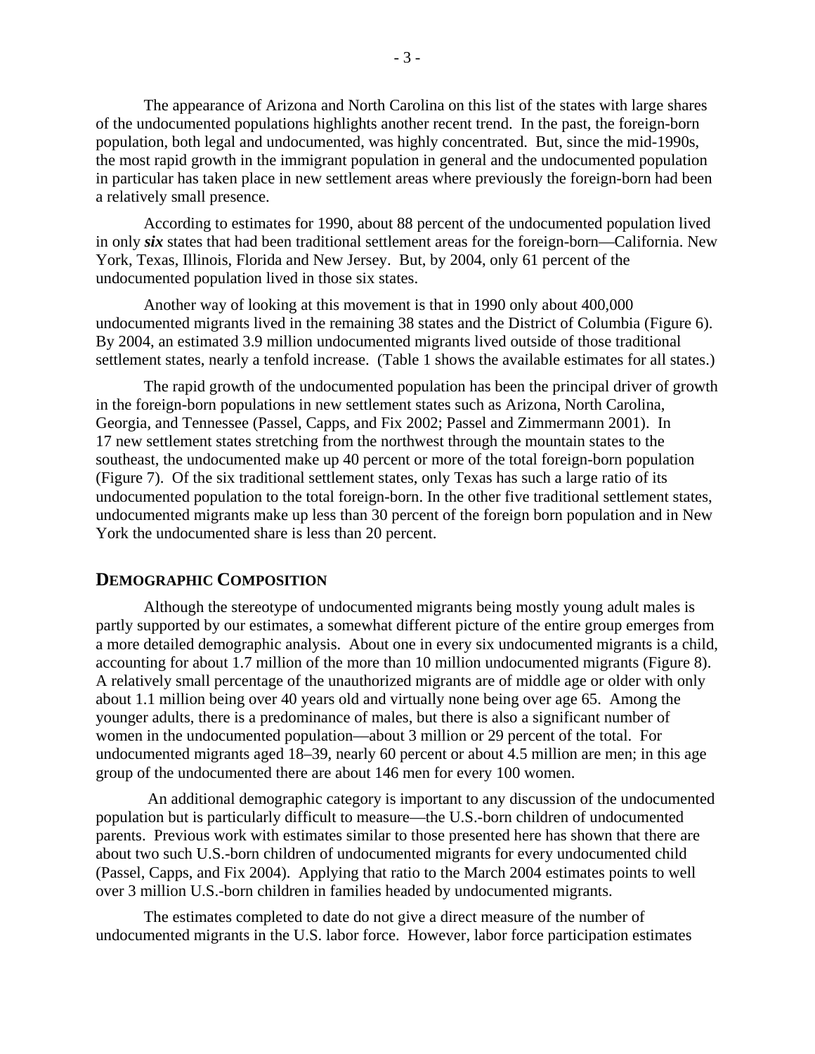The appearance of Arizona and North Carolina on this list of the states with large shares of the undocumented populations highlights another recent trend. In the past, the foreign-born population, both legal and undocumented, was highly concentrated. But, since the mid-1990s, the most rapid growth in the immigrant population in general and the undocumented population in particular has taken place in new settlement areas where previously the foreign-born had been a relatively small presence.

According to estimates for 1990, about 88 percent of the undocumented population lived in only ***six*** states that had been traditional settlement areas for the foreign-born—California. New York, Texas, Illinois, Florida and New Jersey. But, by 2004, only 61 percent of the undocumented population lived in those six states.

Another way of looking at this movement is that in 1990 only about 400,000 undocumented migrants lived in the remaining 38 states and the District of Columbia (Figure 6). By 2004, an estimated 3.9 million undocumented migrants lived outside of those traditional settlement states, nearly a tenfold increase. (Table 1 shows the available estimates for all states.)

The rapid growth of the undocumented population has been the principal driver of growth in the foreign-born populations in new settlement states such as Arizona, North Carolina, Georgia, and Tennessee (Passel, Capps, and Fix 2002; Passel and Zimmermann 2001). In 17 new settlement states stretching from the northwest through the mountain states to the southeast, the undocumented make up 40 percent or more of the total foreign-born population (Figure 7). Of the six traditional settlement states, only Texas has such a large ratio of its undocumented population to the total foreign-born. In the other five traditional settlement states, undocumented migrants make up less than 30 percent of the foreign born population and in New York the undocumented share is less than 20 percent.

## DEMOGRAPHIC COMPOSITION

Although the stereotype of undocumented migrants being mostly young adult males is partly supported by our estimates, a somewhat different picture of the entire group emerges from a more detailed demographic analysis. About one in every six undocumented migrants is a child, accounting for about 1.7 million of the more than 10 million undocumented migrants (Figure 8). A relatively small percentage of the unauthorized migrants are of middle age or older with only about 1.1 million being over 40 years old and virtually none being over age 65. Among the younger adults, there is a predominance of males, but there is also a significant number of women in the undocumented population—about 3 million or 29 percent of the total. For undocumented migrants aged 18–39, nearly 60 percent or about 4.5 million are men; in this age group of the undocumented there are about 146 men for every 100 women.

An additional demographic category is important to any discussion of the undocumented population but is particularly difficult to measure—the U.S.-born children of undocumented parents. Previous work with estimates similar to those presented here has shown that there are about two such U.S.-born children of undocumented migrants for every undocumented child (Passel, Capps, and Fix 2004). Applying that ratio to the March 2004 estimates points to well over 3 million U.S.-born children in families headed by undocumented migrants.

The estimates completed to date do not give a direct measure of the number of undocumented migrants in the U.S. labor force. However, labor force participation estimates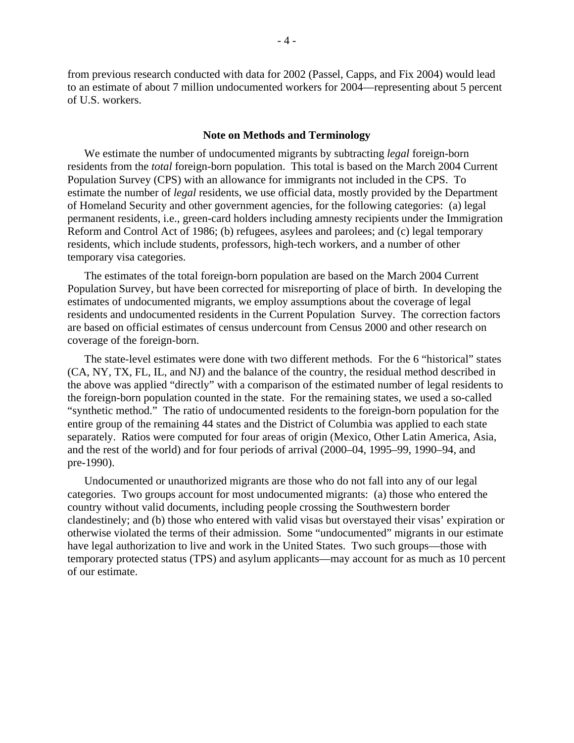from previous research conducted with data for 2002 (Passel, Capps, and Fix 2004) would lead to an estimate of about 7 million undocumented workers for 2004—representing about 5 percent of U.S. workers.

### Note on Methods and Terminology

We estimate the number of undocumented migrants by subtracting *legal* foreign-born residents from the *total* foreign-born population. This total is based on the March 2004 Current Population Survey (CPS) with an allowance for immigrants not included in the CPS. To estimate the number of *legal* residents, we use official data, mostly provided by the Department of Homeland Security and other government agencies, for the following categories: (a) legal permanent residents, i.e., green-card holders including amnesty recipients under the Immigration Reform and Control Act of 1986; (b) refugees, asylees and parolees; and (c) legal temporary residents, which include students, professors, high-tech workers, and a number of other temporary visa categories.

The estimates of the total foreign-born population are based on the March 2004 Current Population Survey, but have been corrected for misreporting of place of birth. In developing the estimates of undocumented migrants, we employ assumptions about the coverage of legal residents and undocumented residents in the Current Population Survey. The correction factors are based on official estimates of census undercount from Census 2000 and other research on coverage of the foreign-born.

The state-level estimates were done with two different methods. For the 6 "historical" states (CA, NY, TX, FL, IL, and NJ) and the balance of the country, the residual method described in the above was applied "directly" with a comparison of the estimated number of legal residents to the foreign-born population counted in the state. For the remaining states, we used a so-called "synthetic method." The ratio of undocumented residents to the foreign-born population for the entire group of the remaining 44 states and the District of Columbia was applied to each state separately. Ratios were computed for four areas of origin (Mexico, Other Latin America, Asia, and the rest of the world) and for four periods of arrival (2000–04, 1995–99, 1990–94, and pre-1990).

Undocumented or unauthorized migrants are those who do not fall into any of our legal categories. Two groups account for most undocumented migrants: (a) those who entered the country without valid documents, including people crossing the Southwestern border clandestinely; and (b) those who entered with valid visas but overstayed their visas' expiration or otherwise violated the terms of their admission. Some "undocumented" migrants in our estimate have legal authorization to live and work in the United States. Two such groups—those with temporary protected status (TPS) and asylum applicants—may account for as much as 10 percent of our estimate.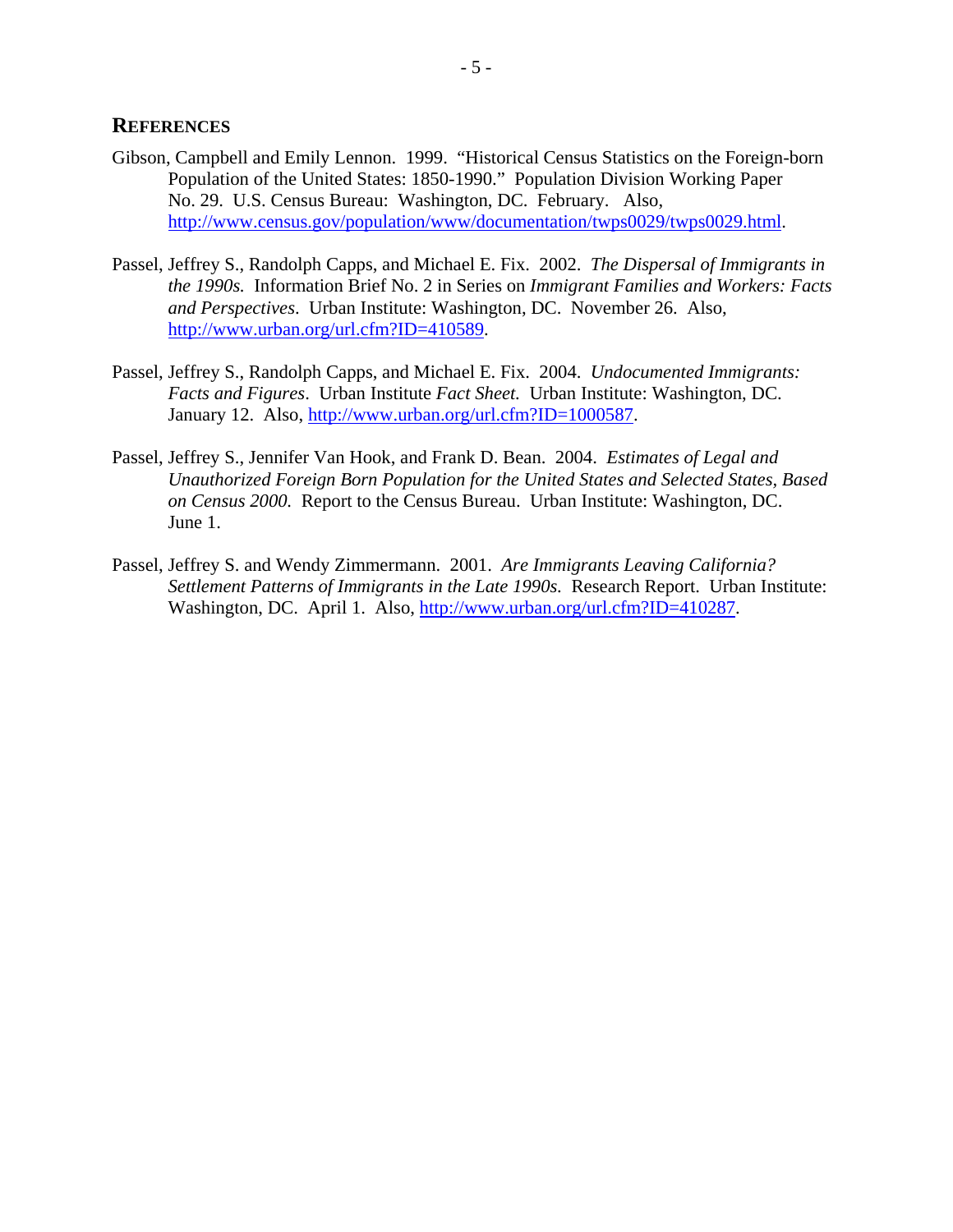## REFERENCES

Gibson, Campbell and Emily Lennon. 1999. "Historical Census Statistics on the Foreign-born Population of the United States: 1850-1990." Population Division Working Paper No. 29. U.S. Census Bureau: Washington, DC. February. Also, http://www.census.gov/population/www/documentation/twps0029/twps0029.html.

Passel, Jeffrey S., Randolph Capps, and Michael E. Fix. 2002. *The Dispersal of Immigrants in the 1990s.* Information Brief No. 2 in Series on *Immigrant Families and Workers: Facts and Perspectives*. Urban Institute: Washington, DC. November 26. Also, http://www.urban.org/url.cfm?ID=410589.

Passel, Jeffrey S., Randolph Capps, and Michael E. Fix. 2004. *Undocumented Immigrants: Facts and Figures*. Urban Institute *Fact Sheet.* Urban Institute: Washington, DC. January 12. Also, http://www.urban.org/url.cfm?ID=1000587.

Passel, Jeffrey S., Jennifer Van Hook, and Frank D. Bean. 2004. *Estimates of Legal and Unauthorized Foreign Born Population for the United States and Selected States, Based on Census 2000.* Report to the Census Bureau. Urban Institute: Washington, DC. June 1.

Passel, Jeffrey S. and Wendy Zimmermann. 2001. *Are Immigrants Leaving California? Settlement Patterns of Immigrants in the Late 1990s.* Research Report. Urban Institute: Washington, DC. April 1. Also, http://www.urban.org/url.cfm?ID=410287.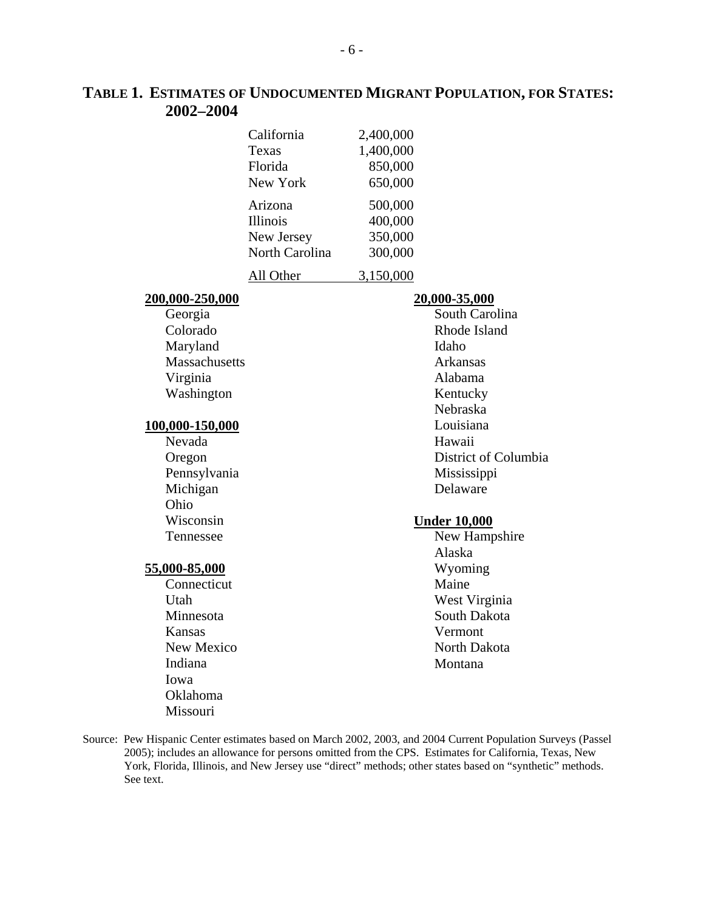## TABLE 1. ESTIMATES OF UNDOCUMENTED MIGRANT POPULATION, FOR STATES: 2002–2004

| State | Estimate |
|---|---|
| California | 2,400,000 |
| Texas | 1,400,000 |
| Florida | 850,000 |
| New York | 650,000 |
| Arizona | 500,000 |
| Illinois | 400,000 |
| New Jersey | 350,000 |
| North Carolina | 300,000 |
| All Other | 3,150,000 |

**200,000-250,000**
- Georgia
- Colorado
- Maryland
- Massachusetts
- Virginia
- Washington

**100,000-150,000**
- Nevada
- Oregon
- Pennsylvania
- Michigan
- Ohio
- Wisconsin
- Tennessee

**55,000-85,000**
- Connecticut
- Utah
- Minnesota
- Kansas
- New Mexico
- Indiana
- Iowa
- Oklahoma
- Missouri

**20,000-35,000**
- South Carolina
- Rhode Island
- Idaho
- Arkansas
- Alabama
- Kentucky
- Nebraska
- Louisiana
- Hawaii
- District of Columbia
- Mississippi
- Delaware

**Under 10,000**
- New Hampshire
- Alaska
- Wyoming
- Maine
- West Virginia
- South Dakota
- Vermont
- North Dakota
- Montana

Source: Pew Hispanic Center estimates based on March 2002, 2003, and 2004 Current Population Surveys (Passel 2005); includes an allowance for persons omitted from the CPS. Estimates for California, Texas, New York, Florida, Illinois, and New Jersey use "direct" methods; other states based on "synthetic" methods. See text.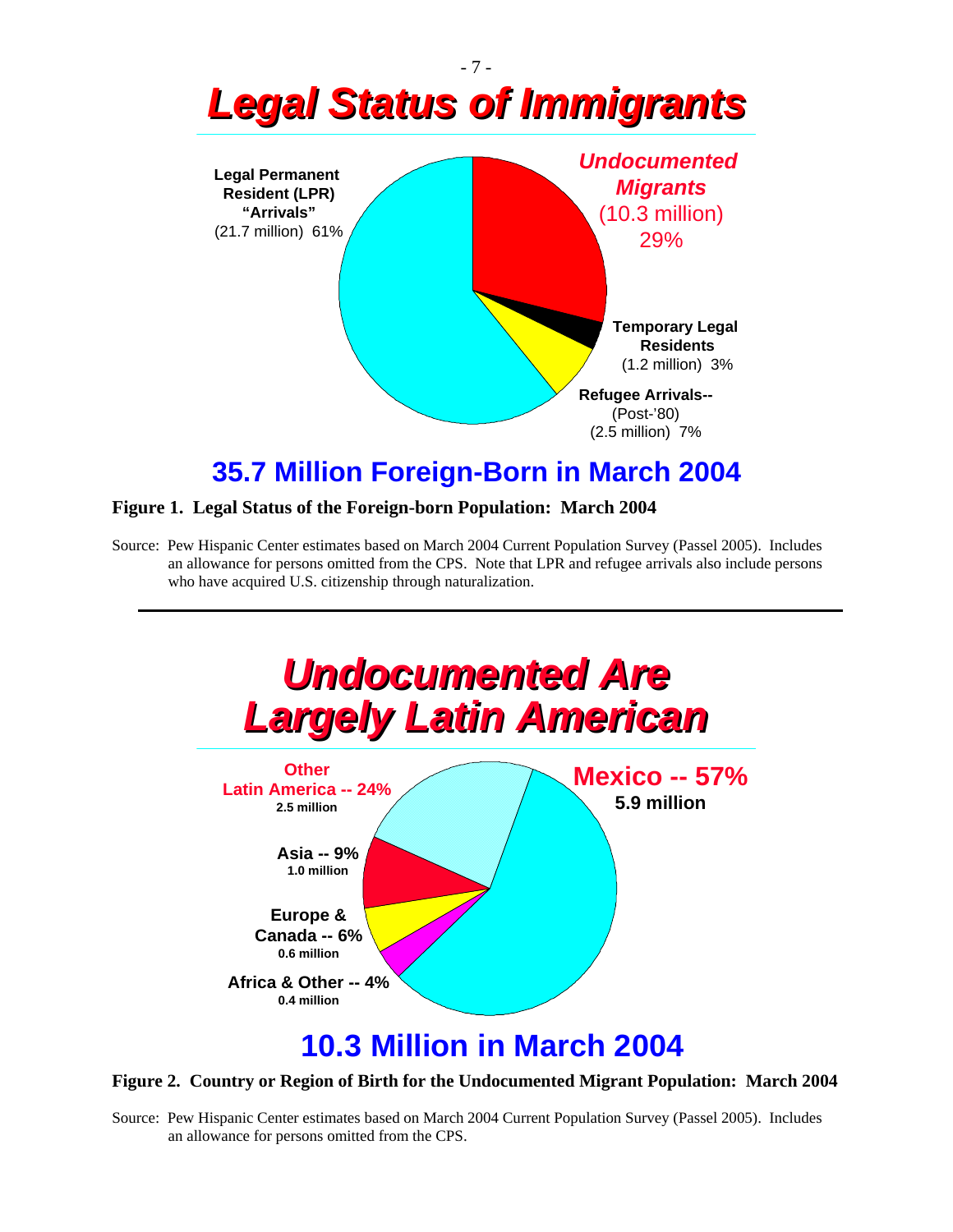# *Legal Status of Immigrants*

**Legal Permanent Resident (LPR) "Arrivals"** (21.7 million) 61%

***Undocumented Migrants*** (10.3 million) 29%

**Temporary Legal Residents** (1.2 million) 3%

**Refugee Arrivals--** (Post-'80) (2.5 million) 7%

## 35.7 Million Foreign-Born in March 2004

**Figure 1. Legal Status of the Foreign-born Population: March 2004**

Source: Pew Hispanic Center estimates based on March 2004 Current Population Survey (Passel 2005). Includes an allowance for persons omitted from the CPS. Note that LPR and refugee arrivals also include persons who have acquired U.S. citizenship through naturalization.

---

# *Undocumented Are Largely Latin American*

**Mexico -- 57%** **5.9 million**

**Other Latin America -- 24%** **2.5 million**

**Asia -- 9%** **1.0 million**

**Europe & Canada -- 6%** **0.6 million**

**Africa & Other -- 4%** **0.4 million**

## 10.3 Million in March 2004

**Figure 2. Country or Region of Birth for the Undocumented Migrant Population: March 2004**

Source: Pew Hispanic Center estimates based on March 2004 Current Population Survey (Passel 2005). Includes an allowance for persons omitted from the CPS.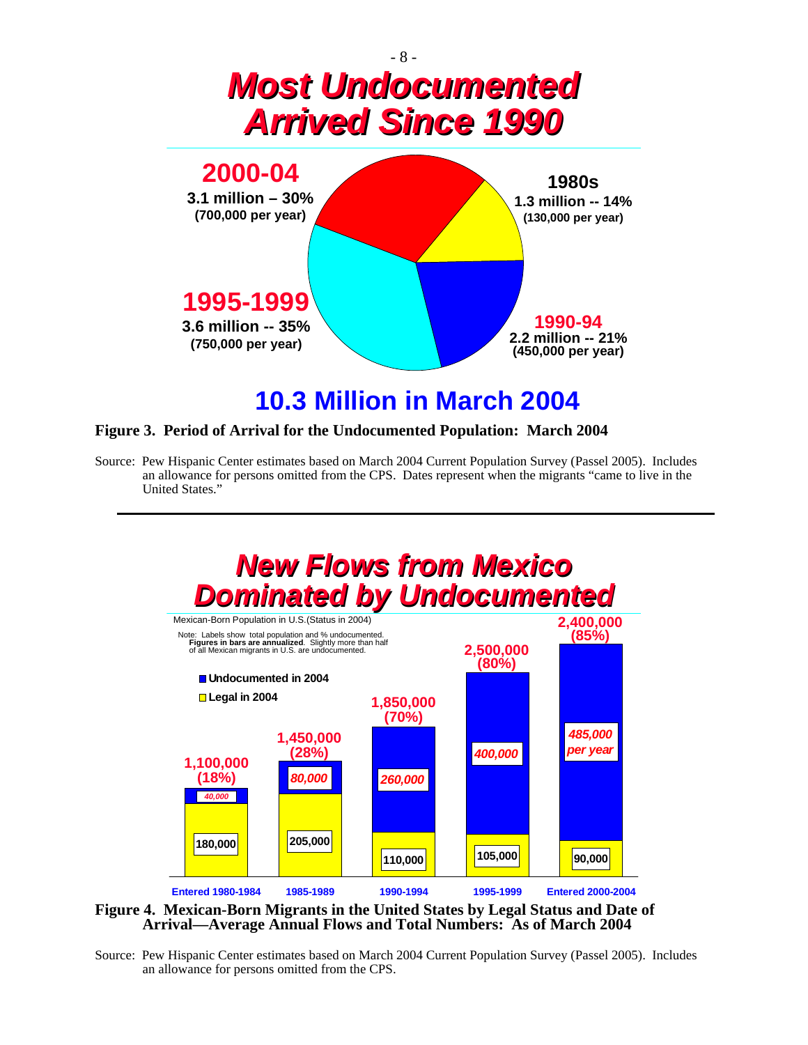# Most Undocumented Arrived Since 1990

**2000-04**
**3.1 million – 30%**
**(700,000 per year)**

**1980s**
**1.3 million -- 14%**
**(130,000 per year)**

**1995-1999**
**3.6 million -- 35%**
**(750,000 per year)**

**1990-94**
**2.2 million -- 21%**
**(450,000 per year)**

## 10.3 Million in March 2004

**Figure 3. Period of Arrival for the Undocumented Population: March 2004**

Source: Pew Hispanic Center estimates based on March 2004 Current Population Survey (Passel 2005). Includes an allowance for persons omitted from the CPS. Dates represent when the migrants "came to live in the United States."

---

# New Flows from Mexico Dominated by Undocumented

Mexican-Born Population in U.S. (Status in 2004)

Note: Labels show total population and % undocumented. **Figures in bars are annualized.** Slightly more than half of all Mexican migrants in U.S. are undocumented.

| Period of Entry | Total (% undocumented) | Undocumented in 2004 (per year) | Legal in 2004 (per year) |
|---|---|---|---|
| Entered 1980-1984 | 1,100,000 (18%) | 40,000 | 180,000 |
| 1985-1989 | 1,450,000 (28%) | 80,000 | 205,000 |
| 1990-1994 | 1,850,000 (70%) | 260,000 | 110,000 |
| 1995-1999 | 2,500,000 (80%) | 400,000 | 105,000 |
| Entered 2000-2004 | 2,400,000 (85%) | 485,000 per year | 90,000 |

**Figure 4. Mexican-Born Migrants in the United States by Legal Status and Date of Arrival—Average Annual Flows and Total Numbers: As of March 2004**

Source: Pew Hispanic Center estimates based on March 2004 Current Population Survey (Passel 2005). Includes an allowance for persons omitted from the CPS.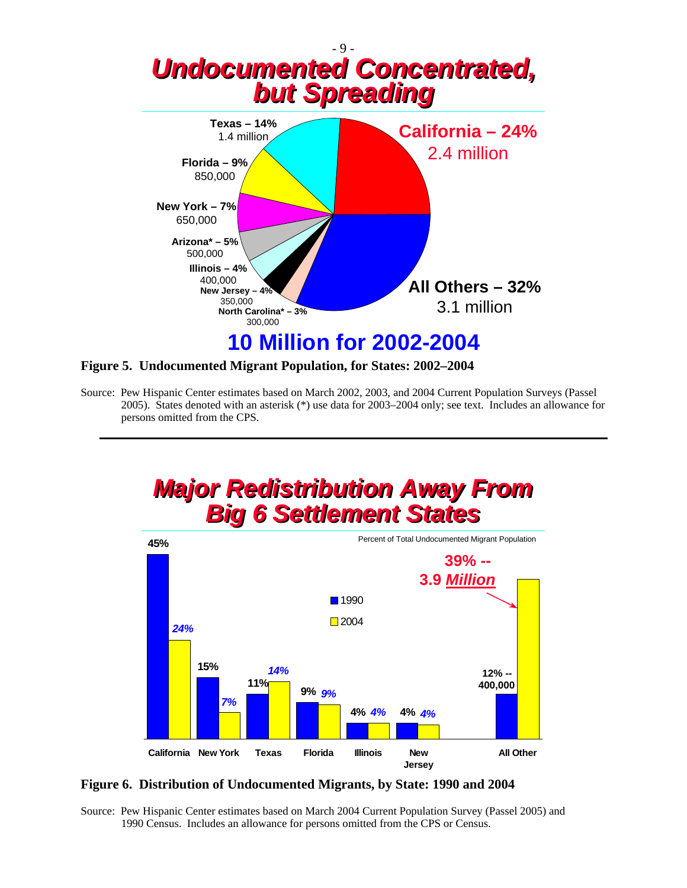## Undocumented Concentrated, but Spreading

Texas – 14%
1.4 million

California – 24%
2.4 million

Florida – 9%
850,000

New York – 7%
650,000

Arizona* – 5%
500,000

Illinois – 4%
400,000

New Jersey – 4%
350,000

North Carolina* – 3%
300,000

All Others – 32%
3.1 million

**10 Million for 2002-2004**

**Figure 5. Undocumented Migrant Population, for States: 2002–2004**

Source: Pew Hispanic Center estimates based on March 2002, 2003, and 2004 Current Population Surveys (Passel 2005). States denoted with an asterisk (*) use data for 2003–2004 only; see text. Includes an allowance for persons omitted from the CPS.

---

## Major Redistribution Away From Big 6 Settlement States

Percent of Total Undocumented Migrant Population

| State | 1990 | 2004 |
|---|---|---|
| California | 45% | 24% |
| New York | 15% | 7% |
| Texas | 11% | 14% |
| Florida | 9% | 9% |
| Illinois | 4% | 4% |
| New Jersey | 4% | 4% |
| All Other | 12% -- 400,000 | 39% -- 3.9 Million |

**Figure 6. Distribution of Undocumented Migrants, by State: 1990 and 2004**

Source: Pew Hispanic Center estimates based on March 2004 Current Population Survey (Passel 2005) and 1990 Census. Includes an allowance for persons omitted from the CPS or Census.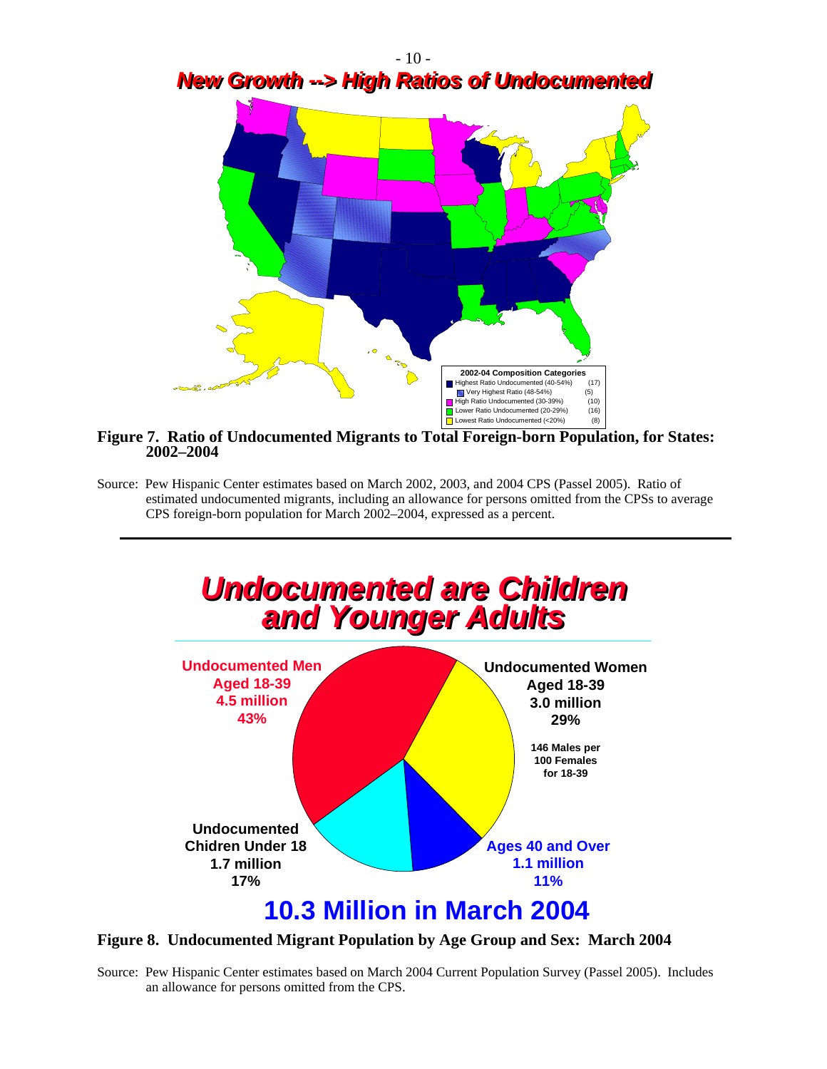New Growth --> High Ratios of Undocumented

2002-04 Composition Categories
Highest Ratio Undocumented (40-54%) (17)
Very Highest Ratio (48-54%) (5)
High Ratio Undocumented (30-39%) (10)
Lower Ratio Undocumented (20-29%) (16)
Lowest Ratio Undocumented (<20%) (8)

**Figure 7. Ratio of Undocumented Migrants to Total Foreign-born Population, for States: 2002–2004**

Source: Pew Hispanic Center estimates based on March 2002, 2003, and 2004 CPS (Passel 2005). Ratio of estimated undocumented migrants, including an allowance for persons omitted from the CPSs to average CPS foreign-born population for March 2002–2004, expressed as a percent.

---

Undocumented are Children and Younger Adults

Undocumented Men
Aged 18-39
4.5 million
43%

Undocumented Women
Aged 18-39
3.0 million
29%

146 Males per
100 Females
for 18-39

Undocumented
Chidren Under 18
1.7 million
17%

Ages 40 and Over
1.1 million
11%

10.3 Million in March 2004

**Figure 8. Undocumented Migrant Population by Age Group and Sex: March 2004**

Source: Pew Hispanic Center estimates based on March 2004 Current Population Survey (Passel 2005). Includes an allowance for persons omitted from the CPS.